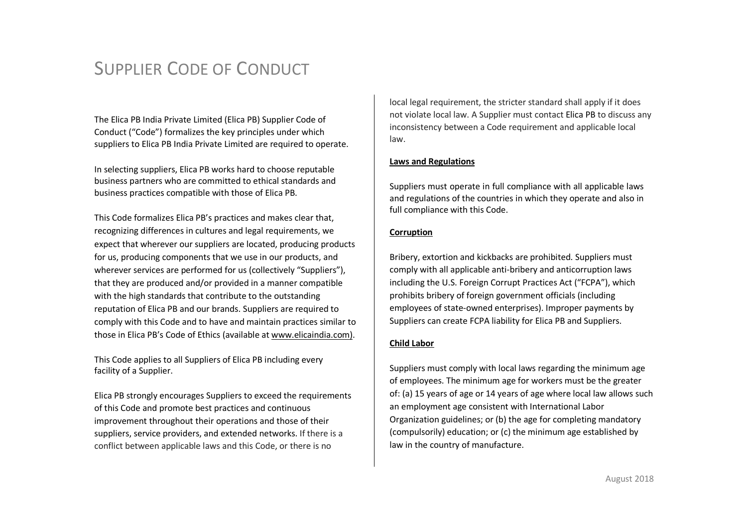# SUPPLIER CODE OF CONDUCT

The Elica PB India Private Limited (Elica PB) Supplier Code of Conduct ("Code") formalizes the key principles under which suppliers to Elica PB India Private Limited are required to operate.

In selecting suppliers, Elica PB works hard to choose reputable business partners who are committed to ethical standards and business practices compatible with those of Elica PB.

This Code formalizes Elica PB's practices and makes clear that, recognizing differences in cultures and legal requirements, we expect that wherever our suppliers are located, producing products for us, producing components that we use in our products, and wherever services are performed for us (collectively "Suppliers"), that they are produced and/or provided in a manner compatible with the high standards that contribute to the outstanding reputation of Elica PB and our brands. Suppliers are required to comply with this Code and to have and maintain practices similar to those in Elica PB's Code of Ethics (available at www.elicaindia.com).

This Code applies to all Suppliers of Elica PB including every facility of a Supplier.

Elica PB strongly encourages Suppliers to exceed the requirements of this Code and promote best practices and continuous improvement throughout their operations and those of their suppliers, service providers, and extended networks. If there is a conflict between applicable laws and this Code, or there is no local legal requirement, the stricter standard shall apply if it does not violate local law. A Supplier must contact Elica PB to discuss any inconsistency between a Code requirement and applicable local law.

**Laws and Regulations**

Suppliers must operate in full compliance with all applicable laws and regulations of the countries in which they operate and also in full compliance with this Code.

**Corruption**

Bribery, extortion and kickbacks are prohibited. Suppliers must comply with all applicable anti-bribery and anticorruption laws including the U.S. Foreign Corrupt Practices Act ("FCPA"), which prohibits bribery of foreign government officials (including employees of state-owned enterprises). Improper payments by Suppliers can create FCPA liability for Elica PB and Suppliers.

**Child Labor**

Suppliers must comply with local laws regarding the minimum age of employees. The minimum age for workers must be the greater of: (a) 15 years of age or 14 years of age where local law allows such an employment age consistent with International Labor Organization guidelines; or (b) the age for completing mandatory (compulsorily) education; or (c) the minimum age established by law in the country of manufacture.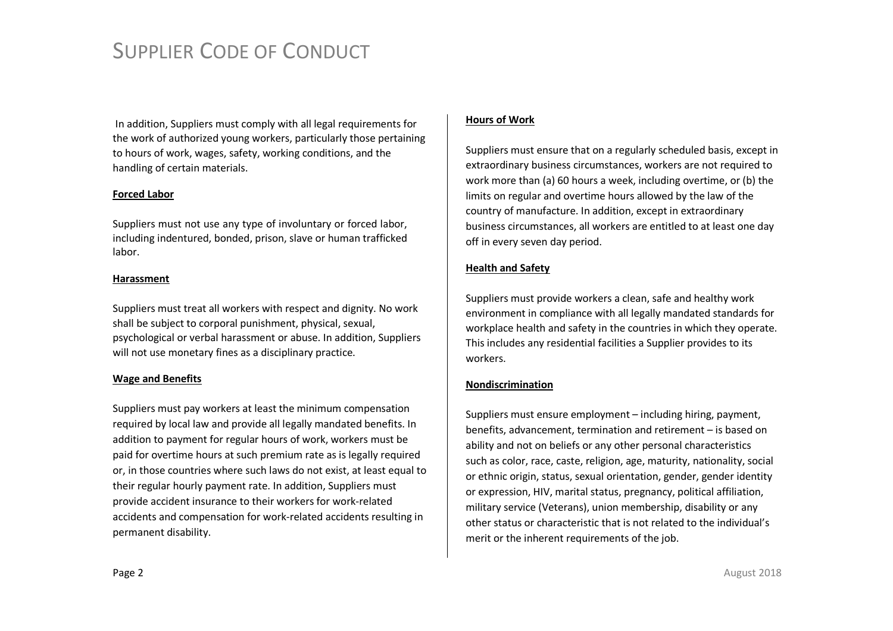In addition, Suppliers must comply with all legal requirements for the work of authorized young workers, particularly those pertaining to hours of work, wages, safety, working conditions, and the handling of certain materials.

**Forced Labor**

Suppliers must not use any type of involuntary or forced labor, including indentured, bonded, prison, slave or human trafficked labor.

**Harassment**

Suppliers must treat all workers with respect and dignity. No work shall be subject to corporal punishment, physical, sexual, psychological or verbal harassment or abuse. In addition, Suppliers will not use monetary fines as a disciplinary practice.

**Wage and Benefits**

Suppliers must pay workers at least the minimum compensation required by local law and provide all legally mandated benefits. In addition to payment for regular hours of work, workers must be paid for overtime hours at such premium rate as is legally required or, in those countries where such laws do not exist, at least equal to their regular hourly payment rate. In addition, Suppliers must provide accident insurance to their workers for work-related accidents and compensation for work-related accidents resulting in permanent disability.

**Hours of Work**

Suppliers must ensure that on a regularly scheduled basis, except in extraordinary business circumstances, workers are not required to work more than (a) 60 hours a week, including overtime, or (b) the limits on regular and overtime hours allowed by the law of the country of manufacture. In addition, except in extraordinary business circumstances, all workers are entitled to at least one day off in every seven day period.

**Health and Safety**

Suppliers must provide workers a clean, safe and healthy work environment in compliance with all legally mandated standards for workplace health and safety in the countries in which they operate. This includes any residential facilities a Supplier provides to its workers.

**Nondiscrimination**

Suppliers must ensure employment – including hiring, payment, benefits, advancement, termination and retirement – is based on ability and not on beliefs or any other personal characteristics such as color, race, caste, religion, age, maturity, nationality, social or ethnic origin, status, sexual orientation, gender, gender identity or expression, HIV, marital status, pregnancy, political affiliation, military service (Veterans), union membership, disability or any other status or characteristic that is not related to the individual's merit or the inherent requirements of the job.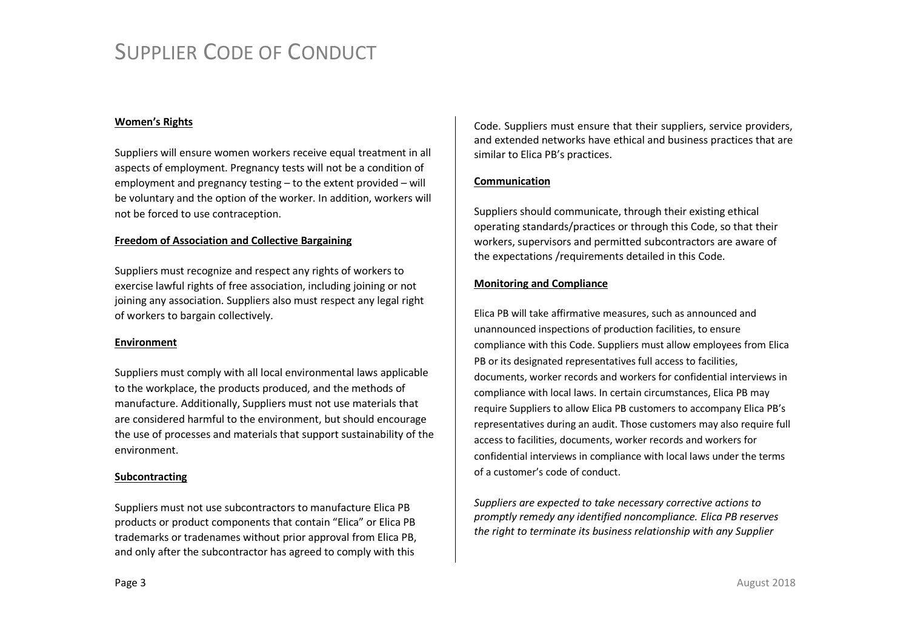**Women's Rights**

Suppliers will ensure women workers receive equal treatment in all aspects of employment. Pregnancy tests will not be a condition of employment and pregnancy testing – to the extent provided – will be voluntary and the option of the worker. In addition, workers will not be forced to use contraception.

**Freedom of Association and Collective Bargaining**

Suppliers must recognize and respect any rights of workers to exercise lawful rights of free association, including joining or not joining any association. Suppliers also must respect any legal right of workers to bargain collectively.

**Environment**

Suppliers must comply with all local environmental laws applicable to the workplace, the products produced, and the methods of manufacture. Additionally, Suppliers must not use materials that are considered harmful to the environment, but should encourage the use of processes and materials that support sustainability of the environment.

**Subcontracting**

Suppliers must not use subcontractors to manufacture Elica PB products or product components that contain "Elica" or Elica PB trademarks or tradenames without prior approval from Elica PB, and only after the subcontractor has agreed to comply with this Code. Suppliers must ensure that their suppliers, service providers, and extended networks have ethical and business practices that are similar to Elica PB's practices.

**Communication**

Suppliers should communicate, through their existing ethical operating standards/practices or through this Code, so that their workers, supervisors and permitted subcontractors are aware of the expectations /requirements detailed in this Code.

**Monitoring and Compliance**

Elica PB will take affirmative measures, such as announced and unannounced inspections of production facilities, to ensure compliance with this Code. Suppliers must allow employees from Elica PB or its designated representatives full access to facilities, documents, worker records and workers for confidential interviews in compliance with local laws. In certain circumstances, Elica PB may require Suppliers to allow Elica PB customers to accompany Elica PB's representatives during an audit. Those customers may also require full access to facilities, documents, worker records and workers for confidential interviews in compliance with local laws under the terms of a customer's code of conduct.

*Suppliers are expected to take necessary corrective actions to promptly remedy any identified noncompliance. Elica PB reserves the right to terminate its business relationship with any Supplier*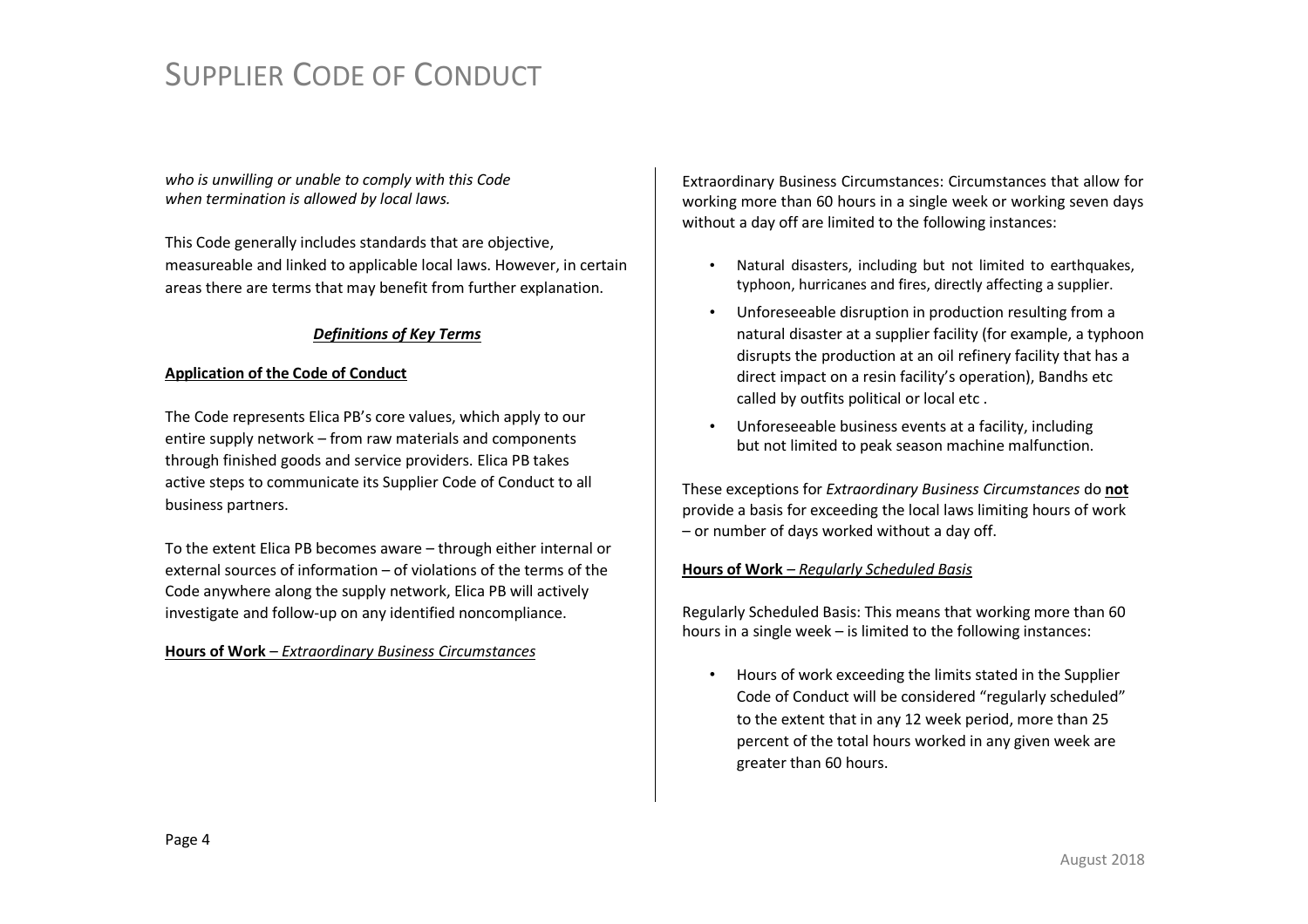*who is unwilling or unable to comply with this Code when termination is allowed by local laws.*

This Code generally includes standards that are objective, measureable and linked to applicable local laws. However, in certain areas there are terms that may benefit from further explanation.

## ***Definitions of Key Terms***

**Application of the Code of Conduct**

The Code represents Elica PB's core values, which apply to our entire supply network – from raw materials and components through finished goods and service providers. Elica PB takes active steps to communicate its Supplier Code of Conduct to all business partners.

To the extent Elica PB becomes aware – through either internal or external sources of information – of violations of the terms of the Code anywhere along the supply network, Elica PB will actively investigate and follow-up on any identified noncompliance.

**Hours of Work** – *Extraordinary Business Circumstances*

Extraordinary Business Circumstances: Circumstances that allow for working more than 60 hours in a single week or working seven days without a day off are limited to the following instances:

- Natural disasters, including but not limited to earthquakes, typhoon, hurricanes and fires, directly affecting a supplier.
- Unforeseeable disruption in production resulting from a natural disaster at a supplier facility (for example, a typhoon disrupts the production at an oil refinery facility that has a direct impact on a resin facility's operation), Bandhs etc called by outfits political or local etc .
- Unforeseeable business events at a facility, including but not limited to peak season machine malfunction.

These exceptions for *Extraordinary Business Circumstances* do **not** provide a basis for exceeding the local laws limiting hours of work – or number of days worked without a day off.

**Hours of Work** – *Regularly Scheduled Basis*

Regularly Scheduled Basis: This means that working more than 60 hours in a single week – is limited to the following instances:

- Hours of work exceeding the limits stated in the Supplier Code of Conduct will be considered "regularly scheduled" to the extent that in any 12 week period, more than 25 percent of the total hours worked in any given week are greater than 60 hours.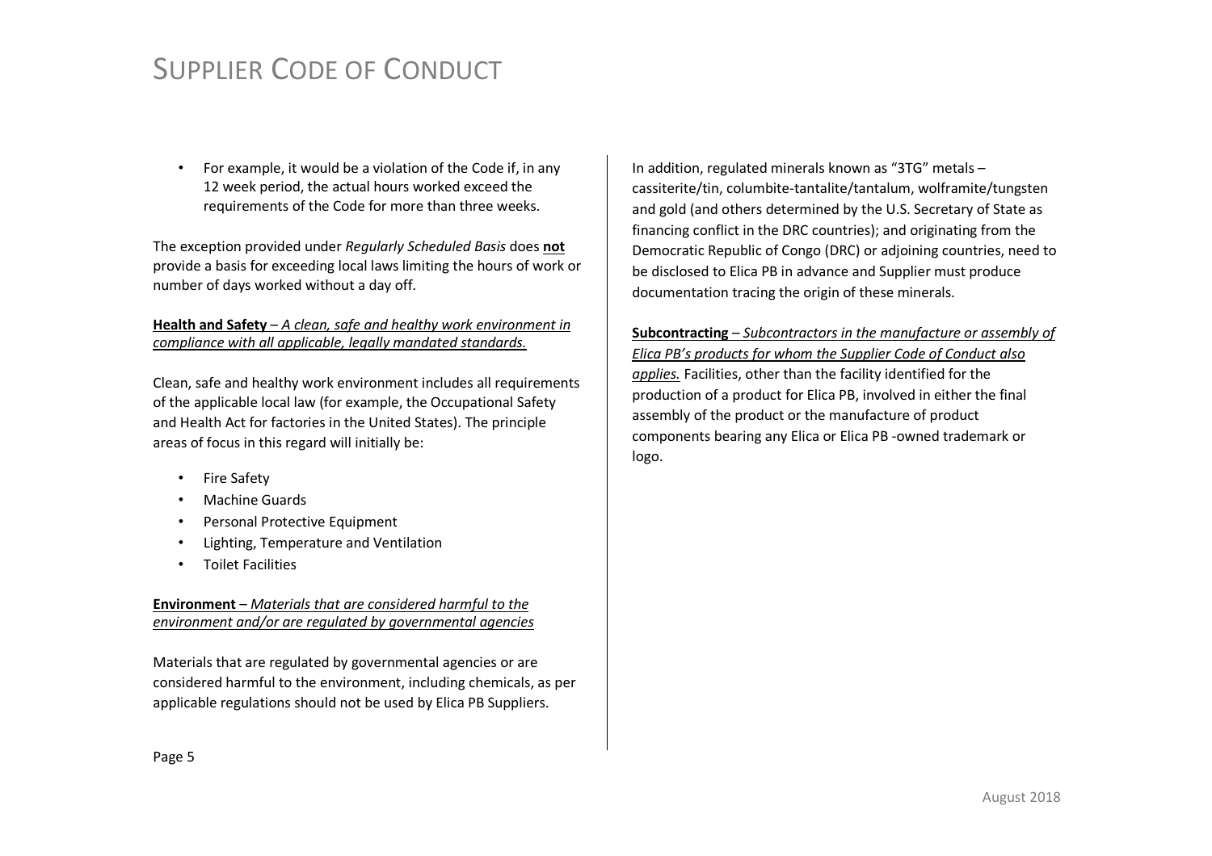- For example, it would be a violation of the Code if, in any 12 week period, the actual hours worked exceed the requirements of the Code for more than three weeks.

The exception provided under *Regularly Scheduled Basis* does **not** provide a basis for exceeding local laws limiting the hours of work or number of days worked without a day off.

**Health and Safety** – *A clean, safe and healthy work environment in compliance with all applicable, legally mandated standards.*

Clean, safe and healthy work environment includes all requirements of the applicable local law (for example, the Occupational Safety and Health Act for factories in the United States). The principle areas of focus in this regard will initially be:

- Fire Safety
- Machine Guards
- Personal Protective Equipment
- Lighting, Temperature and Ventilation
- Toilet Facilities

**Environment** – *Materials that are considered harmful to the environment and/or are regulated by governmental agencies*

Materials that are regulated by governmental agencies or are considered harmful to the environment, including chemicals, as per applicable regulations should not be used by Elica PB Suppliers.

In addition, regulated minerals known as "3TG" metals – cassiterite/tin, columbite-tantalite/tantalum, wolframite/tungsten and gold (and others determined by the U.S. Secretary of State as financing conflict in the DRC countries); and originating from the Democratic Republic of Congo (DRC) or adjoining countries, need to be disclosed to Elica PB in advance and Supplier must produce documentation tracing the origin of these minerals.

**Subcontracting** – *Subcontractors in the manufacture or assembly of Elica PB's products for whom the Supplier Code of Conduct also applies.* Facilities, other than the facility identified for the production of a product for Elica PB, involved in either the final assembly of the product or the manufacture of product components bearing any Elica or Elica PB -owned trademark or logo.